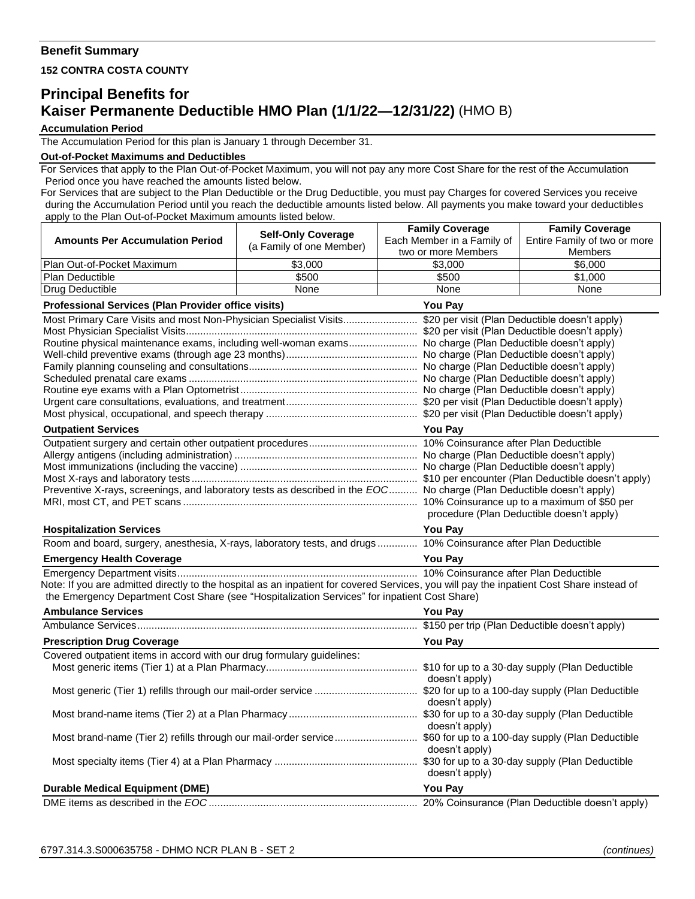**Benefit Summary**

**152 CONTRA COSTA COUNTY**

# Principal Benefits for Kaiser Permanente Deductible HMO Plan (1/1/22—12/31/22) (HMO B)

**Accumulation Period**

The Accumulation Period for this plan is January 1 through December 31.

**Out-of-Pocket Maximums and Deductibles**

For Services that apply to the Plan Out-of-Pocket Maximum, you will not pay any more Cost Share for the rest of the Accumulation Period once you have reached the amounts listed below.

For Services that are subject to the Plan Deductible or the Drug Deductible, you must pay Charges for covered Services you receive during the Accumulation Period until you reach the deductible amounts listed below. All payments you make toward your deductibles apply to the Plan Out-of-Pocket Maximum amounts listed below.

| Amounts Per Accumulation Period | Self-Only Coverage (a Family of one Member) | Family Coverage Each Member in a Family of two or more Members | Family Coverage Entire Family of two or more Members |
|---|---|---|---|
| Plan Out-of-Pocket Maximum | $3,000 | $3,000 | $6,000 |
| Plan Deductible | $500 | $500 | $1,000 |
| Drug Deductible | None | None | None |

| Professional Services (Plan Provider office visits) | You Pay |
|---|---|
| Most Primary Care Visits and most Non-Physician Specialist Visits | $20 per visit (Plan Deductible doesn't apply) |
| Most Physician Specialist Visits | $20 per visit (Plan Deductible doesn't apply) |
| Routine physical maintenance exams, including well-woman exams | No charge (Plan Deductible doesn't apply) |
| Well-child preventive exams (through age 23 months) | No charge (Plan Deductible doesn't apply) |
| Family planning counseling and consultations | No charge (Plan Deductible doesn't apply) |
| Scheduled prenatal care exams | No charge (Plan Deductible doesn't apply) |
| Routine eye exams with a Plan Optometrist | No charge (Plan Deductible doesn't apply) |
| Urgent care consultations, evaluations, and treatment | $20 per visit (Plan Deductible doesn't apply) |
| Most physical, occupational, and speech therapy | $20 per visit (Plan Deductible doesn't apply) |

| Outpatient Services | You Pay |
|---|---|
| Outpatient surgery and certain other outpatient procedures | 10% Coinsurance after Plan Deductible |
| Allergy antigens (including administration) | No charge (Plan Deductible doesn't apply) |
| Most immunizations (including the vaccine) | No charge (Plan Deductible doesn't apply) |
| Most X-rays and laboratory tests | $10 per encounter (Plan Deductible doesn't apply) |
| Preventive X-rays, screenings, and laboratory tests as described in the *EOC* | No charge (Plan Deductible doesn't apply) |
| MRI, most CT, and PET scans | 10% Coinsurance up to a maximum of $50 per procedure (Plan Deductible doesn't apply) |

| Hospitalization Services | You Pay |
|---|---|
| Room and board, surgery, anesthesia, X-rays, laboratory tests, and drugs | 10% Coinsurance after Plan Deductible |

| Emergency Health Coverage | You Pay |
|---|---|
| Emergency Department visits | 10% Coinsurance after Plan Deductible |

Note: If you are admitted directly to the hospital as an inpatient for covered Services, you will pay the inpatient Cost Share instead of the Emergency Department Cost Share (see "Hospitalization Services" for inpatient Cost Share)

| Ambulance Services | You Pay |
|---|---|
| Ambulance Services | $150 per trip (Plan Deductible doesn't apply) |

| Prescription Drug Coverage | You Pay |
|---|---|
| Covered outpatient items in accord with our drug formulary guidelines: | |
| Most generic items (Tier 1) at a Plan Pharmacy | $10 for up to a 30-day supply (Plan Deductible doesn't apply) |
| Most generic (Tier 1) refills through our mail-order service | $20 for up to a 100-day supply (Plan Deductible doesn't apply) |
| Most brand-name items (Tier 2) at a Plan Pharmacy | $30 for up to a 30-day supply (Plan Deductible doesn't apply) |
| Most brand-name (Tier 2) refills through our mail-order service | $60 for up to a 100-day supply (Plan Deductible doesn't apply) |
| Most specialty items (Tier 4) at a Plan Pharmacy | $30 for up to a 30-day supply (Plan Deductible doesn't apply) |

| Durable Medical Equipment (DME) | You Pay |
|---|---|
| DME items as described in the *EOC* | 20% Coinsurance (Plan Deductible doesn't apply) |

6797.314.3.S000635758 - DHMO NCR PLAN B - SET 2 *(continues)*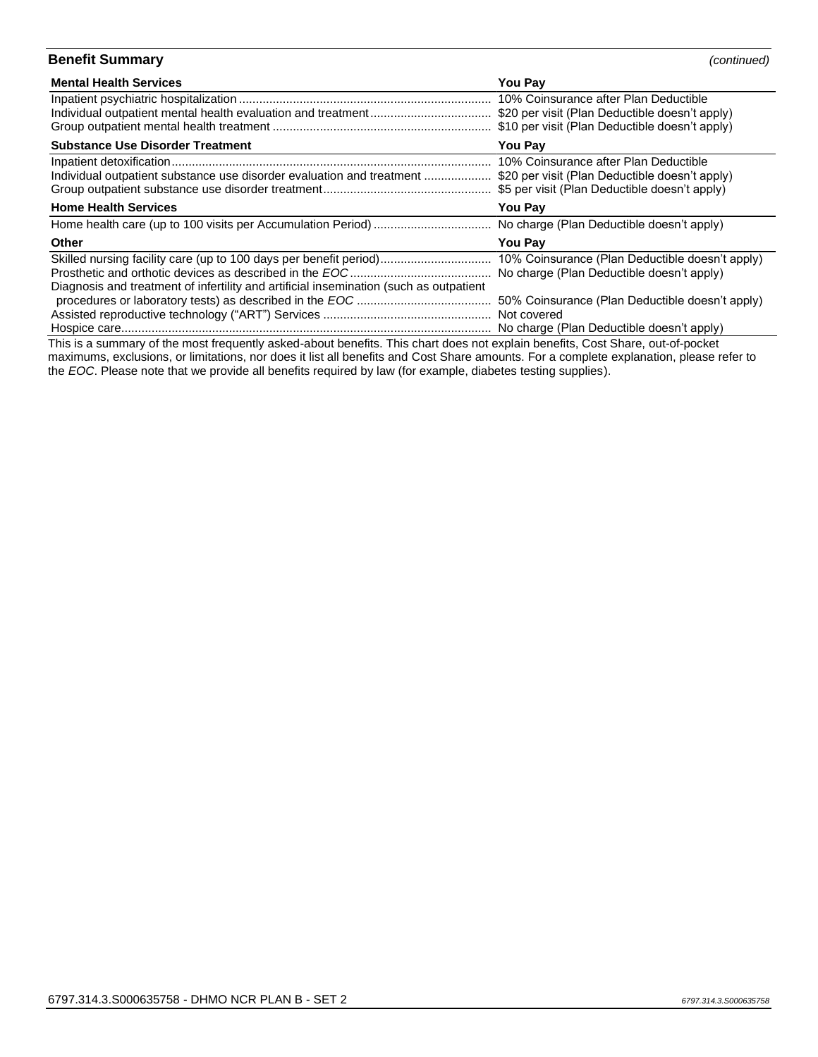## Benefit Summary *(continued)*

| Mental Health Services | You Pay |
|---|---|
| Inpatient psychiatric hospitalization | 10% Coinsurance after Plan Deductible |
| Individual outpatient mental health evaluation and treatment | $20 per visit (Plan Deductible doesn't apply) |
| Group outpatient mental health treatment | $10 per visit (Plan Deductible doesn't apply) |

| Substance Use Disorder Treatment | You Pay |
|---|---|
| Inpatient detoxification | 10% Coinsurance after Plan Deductible |
| Individual outpatient substance use disorder evaluation and treatment | $20 per visit (Plan Deductible doesn't apply) |
| Group outpatient substance use disorder treatment | $5 per visit (Plan Deductible doesn't apply) |

| Home Health Services | You Pay |
|---|---|
| Home health care (up to 100 visits per Accumulation Period) | No charge (Plan Deductible doesn't apply) |

| Other | You Pay |
|---|---|
| Skilled nursing facility care (up to 100 days per benefit period) | 10% Coinsurance (Plan Deductible doesn't apply) |
| Prosthetic and orthotic devices as described in the *EOC* | No charge (Plan Deductible doesn't apply) |
| Diagnosis and treatment of infertility and artificial insemination (such as outpatient procedures or laboratory tests) as described in the *EOC* | 50% Coinsurance (Plan Deductible doesn't apply) |
| Assisted reproductive technology ("ART") Services | Not covered |
| Hospice care | No charge (Plan Deductible doesn't apply) |

This is a summary of the most frequently asked-about benefits. This chart does not explain benefits, Cost Share, out-of-pocket maximums, exclusions, or limitations, nor does it list all benefits and Cost Share amounts. For a complete explanation, please refer to the *EOC*. Please note that we provide all benefits required by law (for example, diabetes testing supplies).